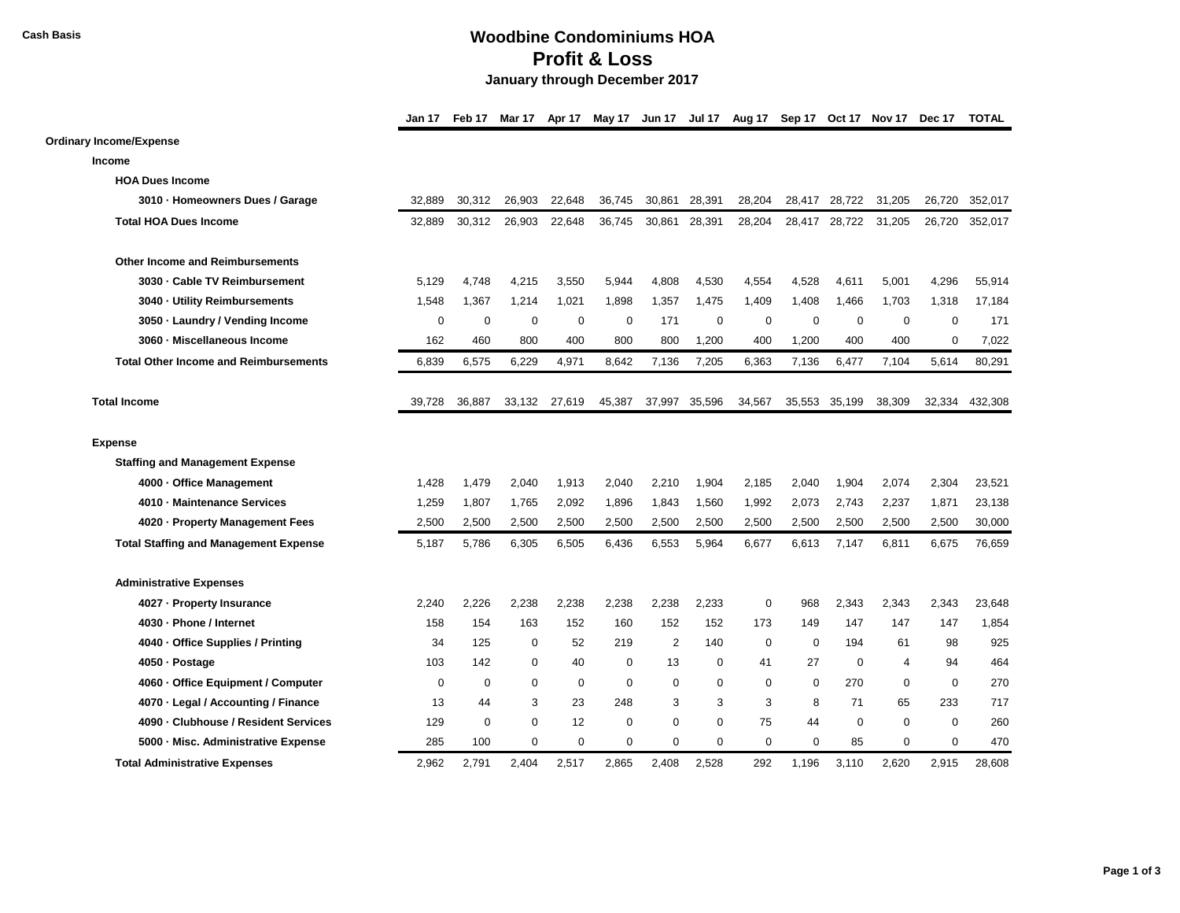Cash Basis

# Woodbine Condominiums HOA
## Profit & Loss
### January through December 2017

| | Jan 17 | Feb 17 | Mar 17 | Apr 17 | May 17 | Jun 17 | Jul 17 | Aug 17 | Sep 17 | Oct 17 | Nov 17 | Dec 17 | TOTAL |
|---|---|---|---|---|---|---|---|---|---|---|---|---|---|
| **Ordinary Income/Expense** | | | | | | | | | | | | | |
| **Income** | | | | | | | | | | | | | |
| **HOA Dues Income** | | | | | | | | | | | | | |
| **3010 · Homeowners Dues / Garage** | 32,889 | 30,312 | 26,903 | 22,648 | 36,745 | 30,861 | 28,391 | 28,204 | 28,417 | 28,722 | 31,205 | 26,720 | 352,017 |
| **Total HOA Dues Income** | 32,889 | 30,312 | 26,903 | 22,648 | 36,745 | 30,861 | 28,391 | 28,204 | 28,417 | 28,722 | 31,205 | 26,720 | 352,017 |
| **Other Income and Reimbursements** | | | | | | | | | | | | | |
| **3030 · Cable TV Reimbursement** | 5,129 | 4,748 | 4,215 | 3,550 | 5,944 | 4,808 | 4,530 | 4,554 | 4,528 | 4,611 | 5,001 | 4,296 | 55,914 |
| **3040 · Utility Reimbursements** | 1,548 | 1,367 | 1,214 | 1,021 | 1,898 | 1,357 | 1,475 | 1,409 | 1,408 | 1,466 | 1,703 | 1,318 | 17,184 |
| **3050 · Laundry / Vending Income** | 0 | 0 | 0 | 0 | 0 | 171 | 0 | 0 | 0 | 0 | 0 | 0 | 171 |
| **3060 · Miscellaneous Income** | 162 | 460 | 800 | 400 | 800 | 800 | 1,200 | 400 | 1,200 | 400 | 400 | 0 | 7,022 |
| **Total Other Income and Reimbursements** | 6,839 | 6,575 | 6,229 | 4,971 | 8,642 | 7,136 | 7,205 | 6,363 | 7,136 | 6,477 | 7,104 | 5,614 | 80,291 |
| **Total Income** | 39,728 | 36,887 | 33,132 | 27,619 | 45,387 | 37,997 | 35,596 | 34,567 | 35,553 | 35,199 | 38,309 | 32,334 | 432,308 |
| **Expense** | | | | | | | | | | | | | |
| **Staffing and Management Expense** | | | | | | | | | | | | | |
| **4000 · Office Management** | 1,428 | 1,479 | 2,040 | 1,913 | 2,040 | 2,210 | 1,904 | 2,185 | 2,040 | 1,904 | 2,074 | 2,304 | 23,521 |
| **4010 · Maintenance Services** | 1,259 | 1,807 | 1,765 | 2,092 | 1,896 | 1,843 | 1,560 | 1,992 | 2,073 | 2,743 | 2,237 | 1,871 | 23,138 |
| **4020 · Property Management Fees** | 2,500 | 2,500 | 2,500 | 2,500 | 2,500 | 2,500 | 2,500 | 2,500 | 2,500 | 2,500 | 2,500 | 2,500 | 30,000 |
| **Total Staffing and Management Expense** | 5,187 | 5,786 | 6,305 | 6,505 | 6,436 | 6,553 | 5,964 | 6,677 | 6,613 | 7,147 | 6,811 | 6,675 | 76,659 |
| **Administrative Expenses** | | | | | | | | | | | | | |
| **4027 · Property Insurance** | 2,240 | 2,226 | 2,238 | 2,238 | 2,238 | 2,238 | 2,233 | 0 | 968 | 2,343 | 2,343 | 2,343 | 23,648 |
| **4030 · Phone / Internet** | 158 | 154 | 163 | 152 | 160 | 152 | 152 | 173 | 149 | 147 | 147 | 147 | 1,854 |
| **4040 · Office Supplies / Printing** | 34 | 125 | 0 | 52 | 219 | 2 | 140 | 0 | 0 | 194 | 61 | 98 | 925 |
| **4050 · Postage** | 103 | 142 | 0 | 40 | 0 | 13 | 0 | 41 | 27 | 0 | 4 | 94 | 464 |
| **4060 · Office Equipment / Computer** | 0 | 0 | 0 | 0 | 0 | 0 | 0 | 0 | 0 | 270 | 0 | 0 | 270 |
| **4070 · Legal / Accounting / Finance** | 13 | 44 | 3 | 23 | 248 | 3 | 3 | 3 | 8 | 71 | 65 | 233 | 717 |
| **4090 · Clubhouse / Resident Services** | 129 | 0 | 0 | 12 | 0 | 0 | 0 | 75 | 44 | 0 | 0 | 0 | 260 |
| **5000 · Misc. Administrative Expense** | 285 | 100 | 0 | 0 | 0 | 0 | 0 | 0 | 0 | 85 | 0 | 0 | 470 |
| **Total Administrative Expenses** | 2,962 | 2,791 | 2,404 | 2,517 | 2,865 | 2,408 | 2,528 | 292 | 1,196 | 3,110 | 2,620 | 2,915 | 28,608 |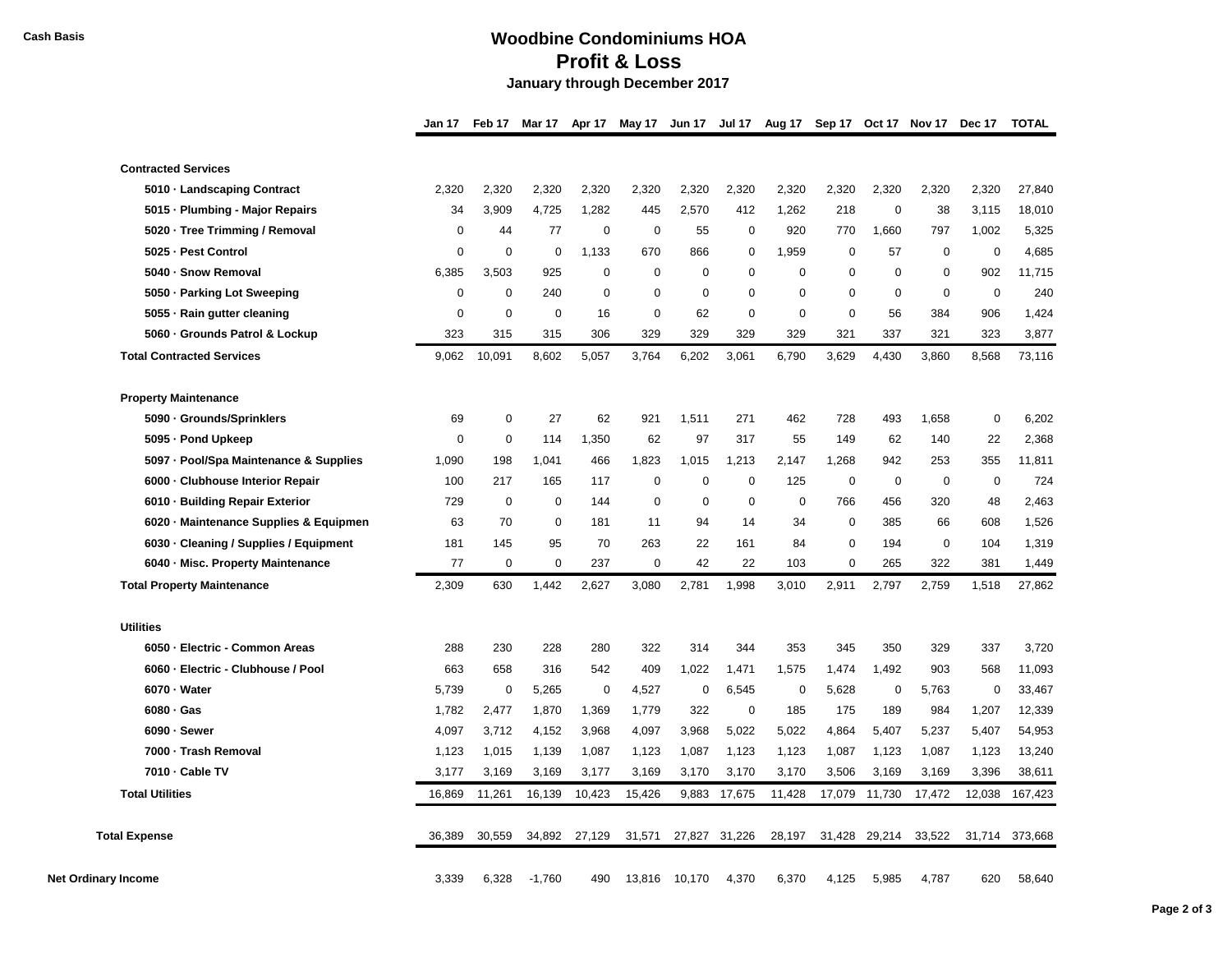**Cash Basis**

# Woodbine Condominiums HOA
## Profit & Loss
### January through December 2017

| | Jan 17 | Feb 17 | Mar 17 | Apr 17 | May 17 | Jun 17 | Jul 17 | Aug 17 | Sep 17 | Oct 17 | Nov 17 | Dec 17 | TOTAL |
|---|---|---|---|---|---|---|---|---|---|---|---|---|---|
| **Contracted Services** | | | | | | | | | | | | | |
| **5010 · Landscaping Contract** | 2,320 | 2,320 | 2,320 | 2,320 | 2,320 | 2,320 | 2,320 | 2,320 | 2,320 | 2,320 | 2,320 | 2,320 | 27,840 |
| **5015 · Plumbing - Major Repairs** | 34 | 3,909 | 4,725 | 1,282 | 445 | 2,570 | 412 | 1,262 | 218 | 0 | 38 | 3,115 | 18,010 |
| **5020 · Tree Trimming / Removal** | 0 | 44 | 77 | 0 | 0 | 55 | 0 | 920 | 770 | 1,660 | 797 | 1,002 | 5,325 |
| **5025 · Pest Control** | 0 | 0 | 0 | 1,133 | 670 | 866 | 0 | 1,959 | 0 | 57 | 0 | 0 | 4,685 |
| **5040 · Snow Removal** | 6,385 | 3,503 | 925 | 0 | 0 | 0 | 0 | 0 | 0 | 0 | 0 | 902 | 11,715 |
| **5050 · Parking Lot Sweeping** | 0 | 0 | 240 | 0 | 0 | 0 | 0 | 0 | 0 | 0 | 0 | 0 | 240 |
| **5055 · Rain gutter cleaning** | 0 | 0 | 0 | 16 | 0 | 62 | 0 | 0 | 0 | 56 | 384 | 906 | 1,424 |
| **5060 · Grounds Patrol & Lockup** | 323 | 315 | 315 | 306 | 329 | 329 | 329 | 329 | 321 | 337 | 321 | 323 | 3,877 |
| **Total Contracted Services** | 9,062 | 10,091 | 8,602 | 5,057 | 3,764 | 6,202 | 3,061 | 6,790 | 3,629 | 4,430 | 3,860 | 8,568 | 73,116 |
| **Property Maintenance** | | | | | | | | | | | | | |
| **5090 · Grounds/Sprinklers** | 69 | 0 | 27 | 62 | 921 | 1,511 | 271 | 462 | 728 | 493 | 1,658 | 0 | 6,202 |
| **5095 · Pond Upkeep** | 0 | 0 | 114 | 1,350 | 62 | 97 | 317 | 55 | 149 | 62 | 140 | 22 | 2,368 |
| **5097 · Pool/Spa Maintenance & Supplies** | 1,090 | 198 | 1,041 | 466 | 1,823 | 1,015 | 1,213 | 2,147 | 1,268 | 942 | 253 | 355 | 11,811 |
| **6000 · Clubhouse Interior Repair** | 100 | 217 | 165 | 117 | 0 | 0 | 0 | 125 | 0 | 0 | 0 | 0 | 724 |
| **6010 · Building Repair Exterior** | 729 | 0 | 0 | 144 | 0 | 0 | 0 | 0 | 766 | 456 | 320 | 48 | 2,463 |
| **6020 · Maintenance Supplies & Equipmen** | 63 | 70 | 0 | 181 | 11 | 94 | 14 | 34 | 0 | 385 | 66 | 608 | 1,526 |
| **6030 · Cleaning / Supplies / Equipment** | 181 | 145 | 95 | 70 | 263 | 22 | 161 | 84 | 0 | 194 | 0 | 104 | 1,319 |
| **6040 · Misc. Property Maintenance** | 77 | 0 | 0 | 237 | 0 | 42 | 22 | 103 | 0 | 265 | 322 | 381 | 1,449 |
| **Total Property Maintenance** | 2,309 | 630 | 1,442 | 2,627 | 3,080 | 2,781 | 1,998 | 3,010 | 2,911 | 2,797 | 2,759 | 1,518 | 27,862 |
| **Utilities** | | | | | | | | | | | | | |
| **6050 · Electric - Common Areas** | 288 | 230 | 228 | 280 | 322 | 314 | 344 | 353 | 345 | 350 | 329 | 337 | 3,720 |
| **6060 · Electric - Clubhouse / Pool** | 663 | 658 | 316 | 542 | 409 | 1,022 | 1,471 | 1,575 | 1,474 | 1,492 | 903 | 568 | 11,093 |
| **6070 · Water** | 5,739 | 0 | 5,265 | 0 | 4,527 | 0 | 6,545 | 0 | 5,628 | 0 | 5,763 | 0 | 33,467 |
| **6080 · Gas** | 1,782 | 2,477 | 1,870 | 1,369 | 1,779 | 322 | 0 | 185 | 175 | 189 | 984 | 1,207 | 12,339 |
| **6090 · Sewer** | 4,097 | 3,712 | 4,152 | 3,968 | 4,097 | 3,968 | 5,022 | 5,022 | 4,864 | 5,407 | 5,237 | 5,407 | 54,953 |
| **7000 · Trash Removal** | 1,123 | 1,015 | 1,139 | 1,087 | 1,123 | 1,087 | 1,123 | 1,123 | 1,087 | 1,123 | 1,087 | 1,123 | 13,240 |
| **7010 · Cable TV** | 3,177 | 3,169 | 3,169 | 3,177 | 3,169 | 3,170 | 3,170 | 3,170 | 3,506 | 3,169 | 3,169 | 3,396 | 38,611 |
| **Total Utilities** | 16,869 | 11,261 | 16,139 | 10,423 | 15,426 | 9,883 | 17,675 | 11,428 | 17,079 | 11,730 | 17,472 | 12,038 | 167,423 |
| **Total Expense** | 36,389 | 30,559 | 34,892 | 27,129 | 31,571 | 27,827 | 31,226 | 28,197 | 31,428 | 29,214 | 33,522 | 31,714 | 373,668 |
| **Net Ordinary Income** | 3,339 | 6,328 | -1,760 | 490 | 13,816 | 10,170 | 4,370 | 6,370 | 4,125 | 5,985 | 4,787 | 620 | 58,640 |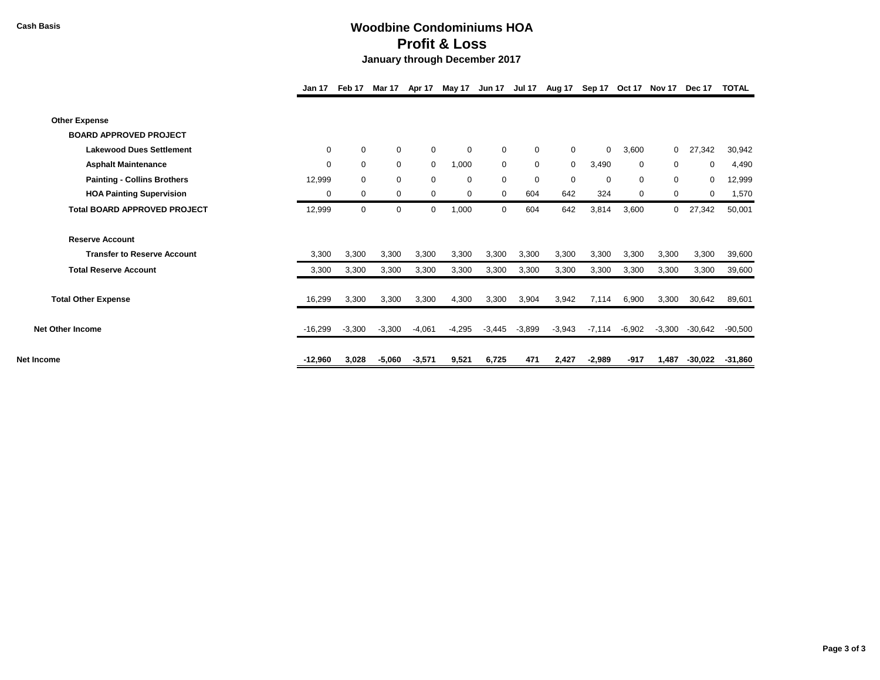Cash Basis

# Woodbine Condominiums HOA
## Profit & Loss
### January through December 2017

| | Jan 17 | Feb 17 | Mar 17 | Apr 17 | May 17 | Jun 17 | Jul 17 | Aug 17 | Sep 17 | Oct 17 | Nov 17 | Dec 17 | TOTAL |
|---|---|---|---|---|---|---|---|---|---|---|---|---|---|
| **Other Expense** | | | | | | | | | | | | | |
| **BOARD APPROVED PROJECT** | | | | | | | | | | | | | |
| **Lakewood Dues Settlement** | 0 | 0 | 0 | 0 | 0 | 0 | 0 | 0 | 0 | 3,600 | 0 | 27,342 | 30,942 |
| **Asphalt Maintenance** | 0 | 0 | 0 | 0 | 1,000 | 0 | 0 | 0 | 3,490 | 0 | 0 | 0 | 4,490 |
| **Painting - Collins Brothers** | 12,999 | 0 | 0 | 0 | 0 | 0 | 0 | 0 | 0 | 0 | 0 | 0 | 12,999 |
| **HOA Painting Supervision** | 0 | 0 | 0 | 0 | 0 | 0 | 604 | 642 | 324 | 0 | 0 | 0 | 1,570 |
| **Total BOARD APPROVED PROJECT** | 12,999 | 0 | 0 | 0 | 1,000 | 0 | 604 | 642 | 3,814 | 3,600 | 0 | 27,342 | 50,001 |
| **Reserve Account** | | | | | | | | | | | | | |
| **Transfer to Reserve Account** | 3,300 | 3,300 | 3,300 | 3,300 | 3,300 | 3,300 | 3,300 | 3,300 | 3,300 | 3,300 | 3,300 | 3,300 | 39,600 |
| **Total Reserve Account** | 3,300 | 3,300 | 3,300 | 3,300 | 3,300 | 3,300 | 3,300 | 3,300 | 3,300 | 3,300 | 3,300 | 3,300 | 39,600 |
| **Total Other Expense** | 16,299 | 3,300 | 3,300 | 3,300 | 4,300 | 3,300 | 3,904 | 3,942 | 7,114 | 6,900 | 3,300 | 30,642 | 89,601 |
| **Net Other Income** | -16,299 | -3,300 | -3,300 | -4,061 | -4,295 | -3,445 | -3,899 | -3,943 | -7,114 | -6,902 | -3,300 | -30,642 | -90,500 |
| **Net Income** | **-12,960** | **3,028** | **-5,060** | **-3,571** | **9,521** | **6,725** | **471** | **2,427** | **-2,989** | **-917** | **1,487** | **-30,022** | **-31,860** |